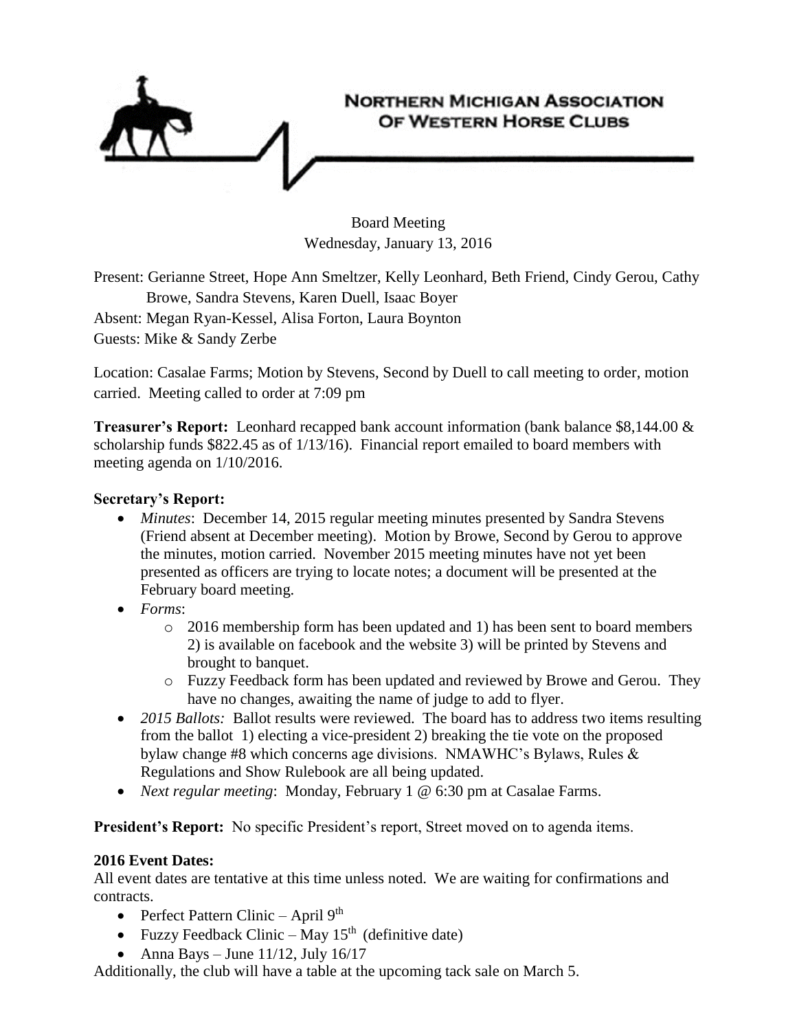# NORTHERN MICHIGAN ASSOCIATION OF WESTERN HORSE CLUBS

Board Meeting
Wednesday, January 13, 2016

Present: Gerianne Street, Hope Ann Smeltzer, Kelly Leonhard, Beth Friend, Cindy Gerou, Cathy Browe, Sandra Stevens, Karen Duell, Isaac Boyer
Absent: Megan Ryan-Kessel, Alisa Forton, Laura Boynton
Guests: Mike & Sandy Zerbe

Location: Casalae Farms; Motion by Stevens, Second by Duell to call meeting to order, motion carried. Meeting called to order at 7:09 pm

**Treasurer's Report:** Leonhard recapped bank account information (bank balance $8,144.00 & scholarship funds $822.45 as of 1/13/16). Financial report emailed to board members with meeting agenda on 1/10/2016.

**Secretary's Report:**

- *Minutes*: December 14, 2015 regular meeting minutes presented by Sandra Stevens (Friend absent at December meeting). Motion by Browe, Second by Gerou to approve the minutes, motion carried. November 2015 meeting minutes have not yet been presented as officers are trying to locate notes; a document will be presented at the February board meeting.
- *Forms*:
  - 2016 membership form has been updated and 1) has been sent to board members 2) is available on facebook and the website 3) will be printed by Stevens and brought to banquet.
  - Fuzzy Feedback form has been updated and reviewed by Browe and Gerou. They have no changes, awaiting the name of judge to add to flyer.
- *2015 Ballots:* Ballot results were reviewed. The board has to address two items resulting from the ballot 1) electing a vice-president 2) breaking the tie vote on the proposed bylaw change #8 which concerns age divisions. NMAWHC's Bylaws, Rules & Regulations and Show Rulebook are all being updated.
- *Next regular meeting*: Monday, February 1 @ 6:30 pm at Casalae Farms.

**President's Report:** No specific President's report, Street moved on to agenda items.

**2016 Event Dates:**
All event dates are tentative at this time unless noted. We are waiting for confirmations and contracts.

- Perfect Pattern Clinic – April 9th
- Fuzzy Feedback Clinic – May 15th (definitive date)
- Anna Bays – June 11/12, July 16/17

Additionally, the club will have a table at the upcoming tack sale on March 5.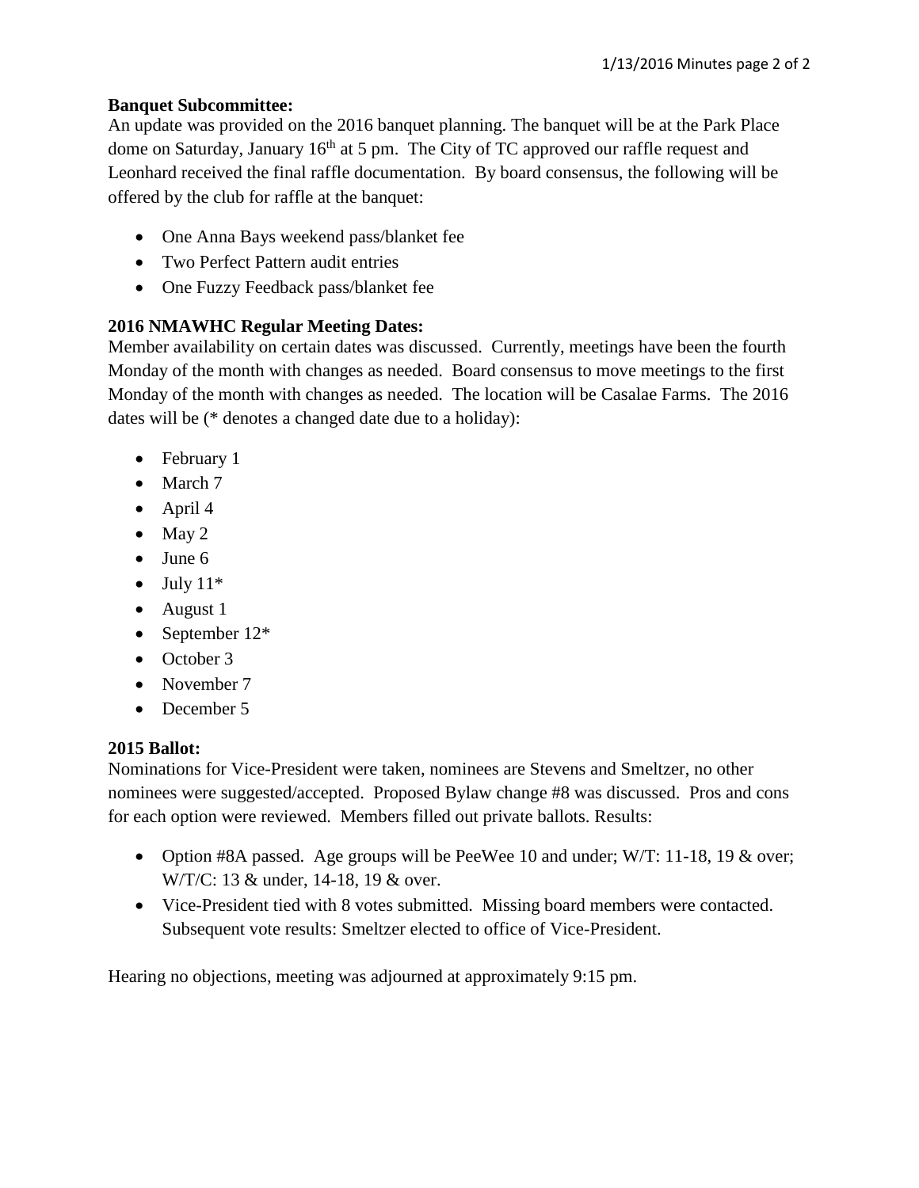**Banquet Subcommittee:**
An update was provided on the 2016 banquet planning. The banquet will be at the Park Place dome on Saturday, January 16th at 5 pm. The City of TC approved our raffle request and Leonhard received the final raffle documentation. By board consensus, the following will be offered by the club for raffle at the banquet:

- One Anna Bays weekend pass/blanket fee
- Two Perfect Pattern audit entries
- One Fuzzy Feedback pass/blanket fee

**2016 NMAWHC Regular Meeting Dates:**
Member availability on certain dates was discussed. Currently, meetings have been the fourth Monday of the month with changes as needed. Board consensus to move meetings to the first Monday of the month with changes as needed. The location will be Casalae Farms. The 2016 dates will be (* denotes a changed date due to a holiday):

- February 1
- March 7
- April 4
- May 2
- June 6
- July 11*
- August 1
- September 12*
- October 3
- November 7
- December 5

**2015 Ballot:**
Nominations for Vice-President were taken, nominees are Stevens and Smeltzer, no other nominees were suggested/accepted. Proposed Bylaw change #8 was discussed. Pros and cons for each option were reviewed. Members filled out private ballots. Results:

- Option #8A passed. Age groups will be PeeWee 10 and under; W/T: 11-18, 19 & over; W/T/C: 13 & under, 14-18, 19 & over.
- Vice-President tied with 8 votes submitted. Missing board members were contacted. Subsequent vote results: Smeltzer elected to office of Vice-President.

Hearing no objections, meeting was adjourned at approximately 9:15 pm.